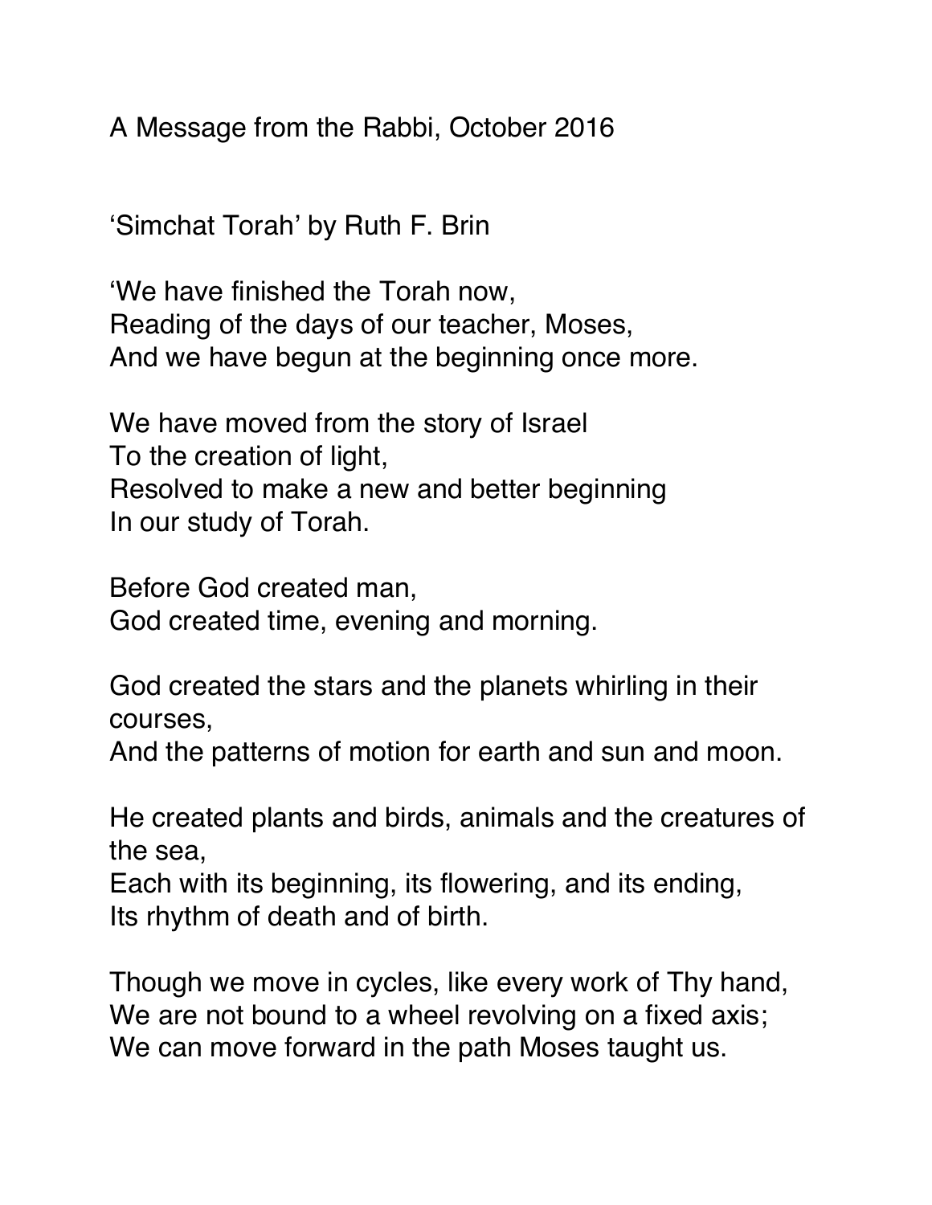A Message from the Rabbi, October 2016

'Simchat Torah' by Ruth F. Brin

'We have finished the Torah now,  
Reading of the days of our teacher, Moses,  
And we have begun at the beginning once more.

We have moved from the story of Israel  
To the creation of light,  
Resolved to make a new and better beginning  
In our study of Torah.

Before God created man,  
God created time, evening and morning.

God created the stars and the planets whirling in their courses,  
And the patterns of motion for earth and sun and moon.

He created plants and birds, animals and the creatures of the sea,  
Each with its beginning, its flowering, and its ending,  
Its rhythm of death and of birth.

Though we move in cycles, like every work of Thy hand,  
We are not bound to a wheel revolving on a fixed axis;  
We can move forward in the path Moses taught us.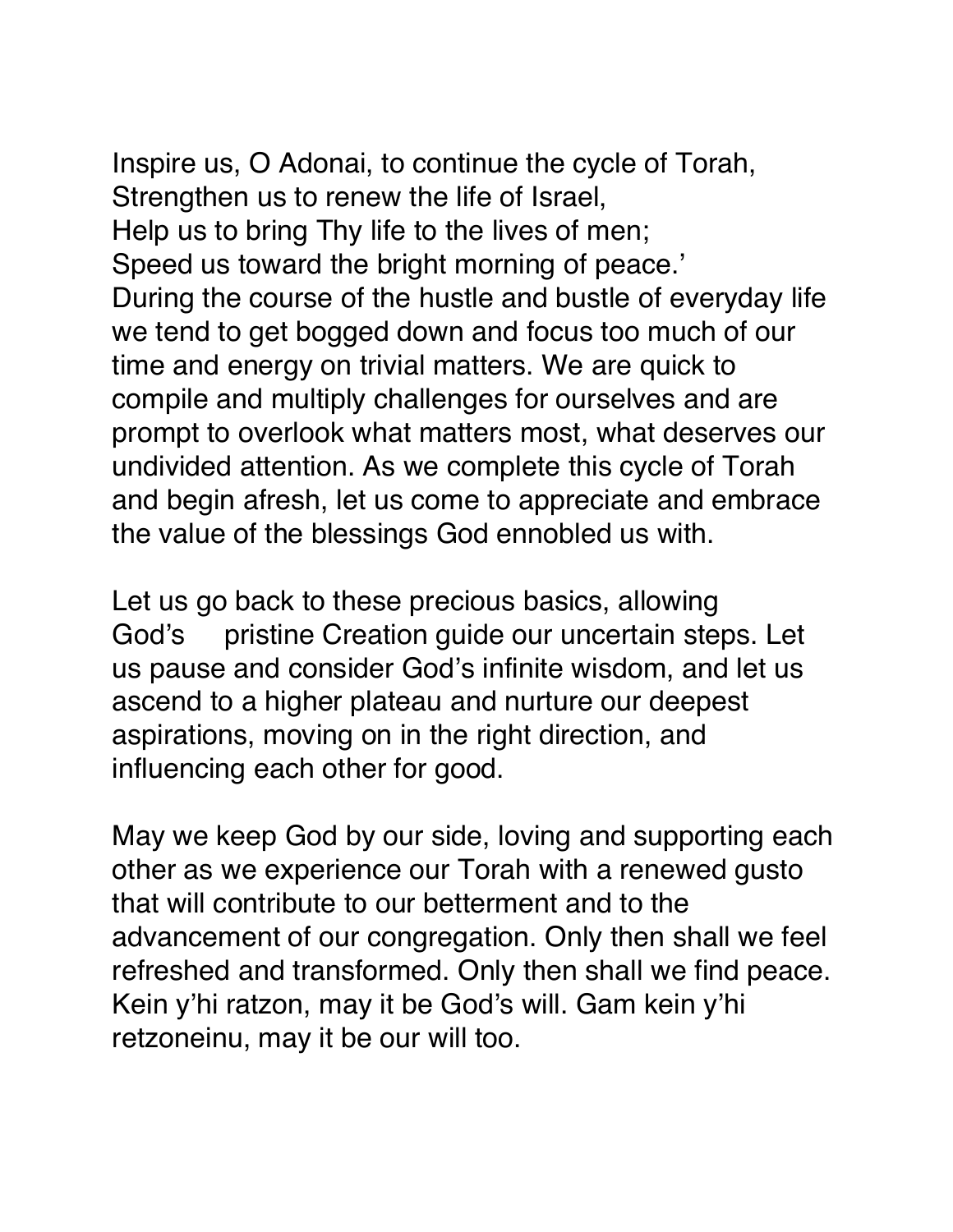Inspire us, O Adonai, to continue the cycle of Torah,
Strengthen us to renew the life of Israel,
Help us to bring Thy life to the lives of men;
Speed us toward the bright morning of peace.'
During the course of the hustle and bustle of everyday life we tend to get bogged down and focus too much of our time and energy on trivial matters. We are quick to compile and multiply challenges for ourselves and are prompt to overlook what matters most, what deserves our undivided attention. As we complete this cycle of Torah and begin afresh, let us come to appreciate and embrace the value of the blessings God ennobled us with.

Let us go back to these precious basics, allowing God's pristine Creation guide our uncertain steps. Let us pause and consider God's infinite wisdom, and let us ascend to a higher plateau and nurture our deepest aspirations, moving on in the right direction, and influencing each other for good.

May we keep God by our side, loving and supporting each other as we experience our Torah with a renewed gusto that will contribute to our betterment and to the advancement of our congregation. Only then shall we feel refreshed and transformed. Only then shall we find peace. Kein y'hi ratzon, may it be God's will. Gam kein y'hi retzoneinu, may it be our will too.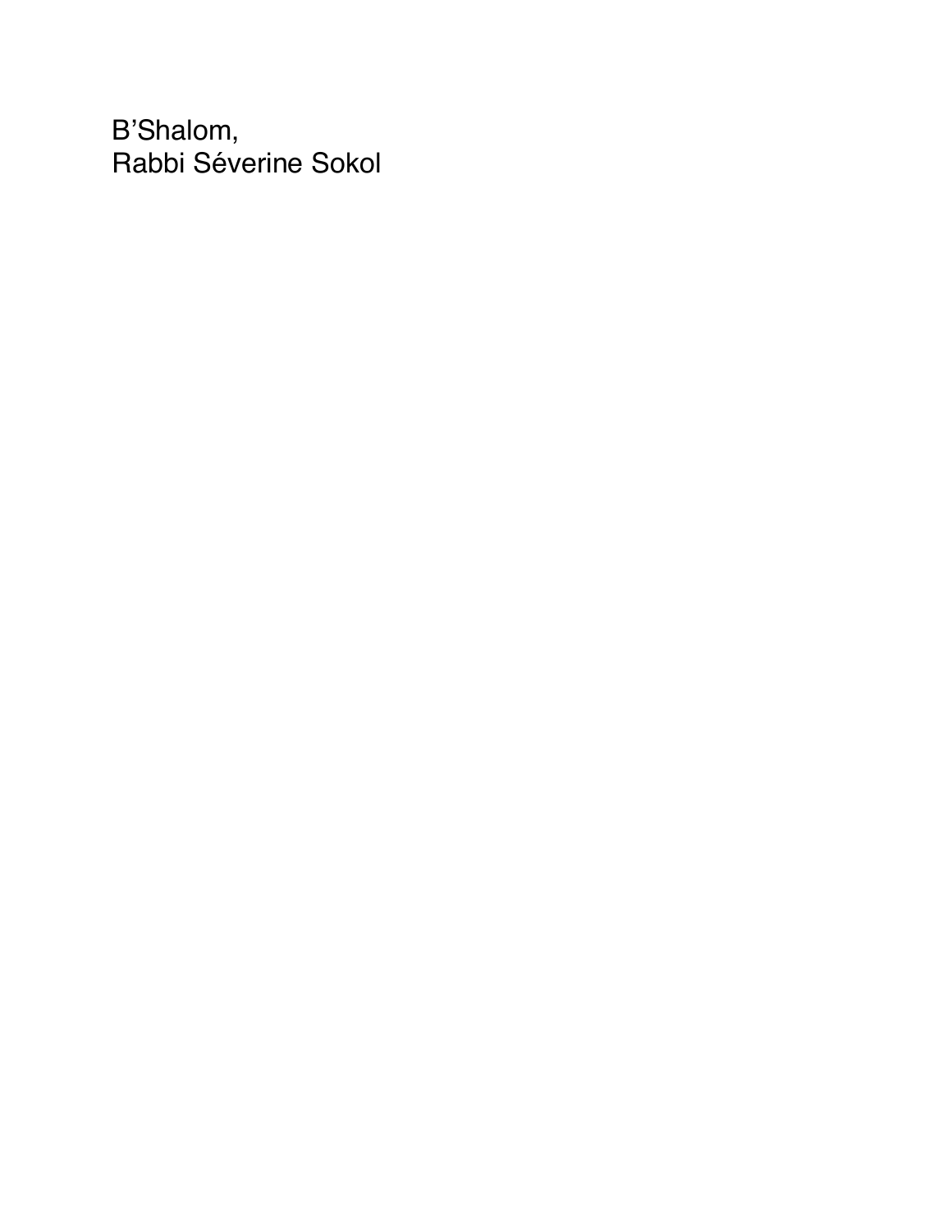B’Shalom,
Rabbi Séverine Sokol